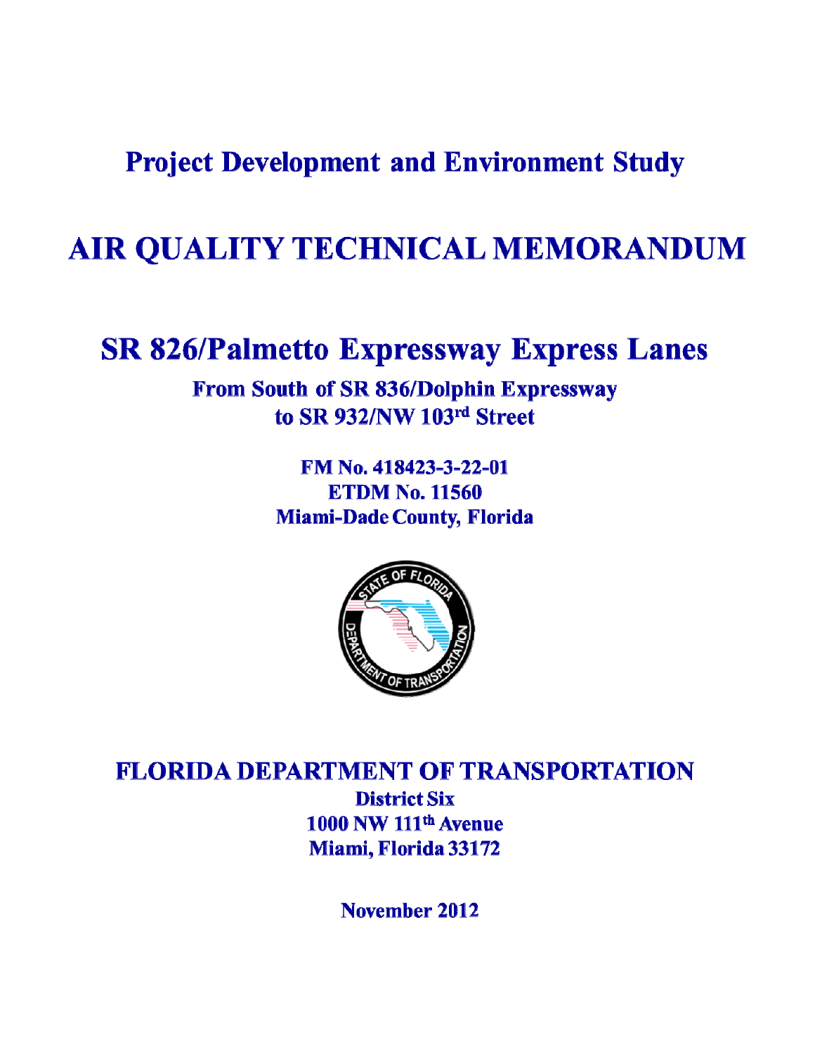# Project Development and Environment Study

# AIR QUALITY TECHNICAL MEMORANDUM

## SR 826/Palmetto Expressway Express Lanes

**From South of SR 836/Dolphin Expressway**
**to SR 932/NW 103rd Street**

**FM No. 418423-3-22-01**
**ETDM No. 11560**
**Miami-Dade County, Florida**

## FLORIDA DEPARTMENT OF TRANSPORTATION

**District Six**
**1000 NW 111th Avenue**
**Miami, Florida 33172**

**November 2012**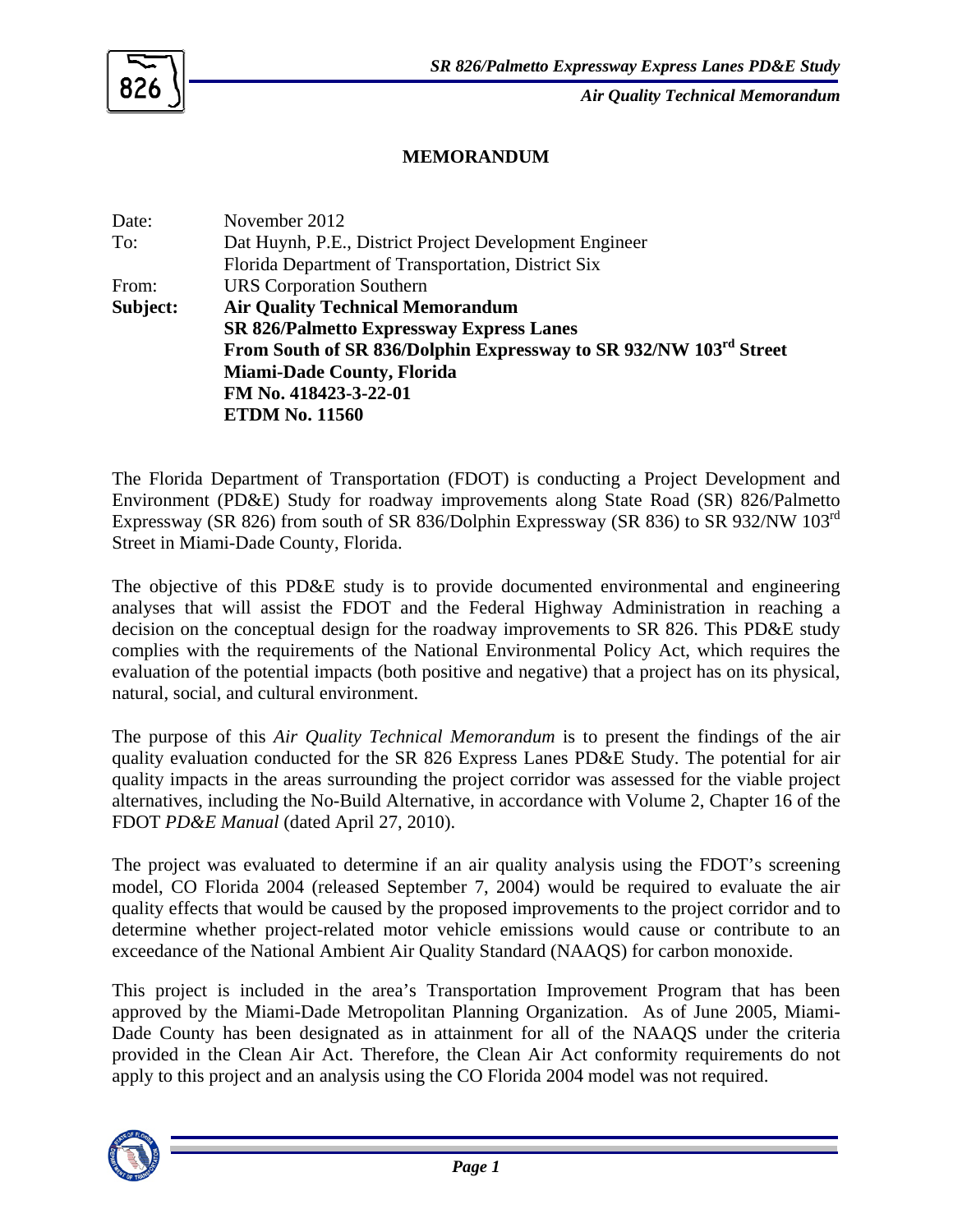# MEMORANDUM

| | |
|---|---|
| Date: | November 2012 |
| To: | Dat Huynh, P.E., District Project Development Engineer<br>Florida Department of Transportation, District Six |
| From: | URS Corporation Southern |
| **Subject:** | **Air Quality Technical Memorandum**<br>**SR 826/Palmetto Expressway Express Lanes**<br>**From South of SR 836/Dolphin Expressway to SR 932/NW 103rd Street**<br>**Miami-Dade County, Florida**<br>**FM No. 418423-3-22-01**<br>**ETDM No. 11560** |

The Florida Department of Transportation (FDOT) is conducting a Project Development and Environment (PD&E) Study for roadway improvements along State Road (SR) 826/Palmetto Expressway (SR 826) from south of SR 836/Dolphin Expressway (SR 836) to SR 932/NW 103rd Street in Miami-Dade County, Florida.

The objective of this PD&E study is to provide documented environmental and engineering analyses that will assist the FDOT and the Federal Highway Administration in reaching a decision on the conceptual design for the roadway improvements to SR 826. This PD&E study complies with the requirements of the National Environmental Policy Act, which requires the evaluation of the potential impacts (both positive and negative) that a project has on its physical, natural, social, and cultural environment.

The purpose of this *Air Quality Technical Memorandum* is to present the findings of the air quality evaluation conducted for the SR 826 Express Lanes PD&E Study. The potential for air quality impacts in the areas surrounding the project corridor was assessed for the viable project alternatives, including the No-Build Alternative, in accordance with Volume 2, Chapter 16 of the FDOT *PD&E Manual* (dated April 27, 2010).

The project was evaluated to determine if an air quality analysis using the FDOT's screening model, CO Florida 2004 (released September 7, 2004) would be required to evaluate the air quality effects that would be caused by the proposed improvements to the project corridor and to determine whether project-related motor vehicle emissions would cause or contribute to an exceedance of the National Ambient Air Quality Standard (NAAQS) for carbon monoxide.

This project is included in the area's Transportation Improvement Program that has been approved by the Miami-Dade Metropolitan Planning Organization. As of June 2005, Miami-Dade County has been designated as in attainment for all of the NAAQS under the criteria provided in the Clean Air Act. Therefore, the Clean Air Act conformity requirements do not apply to this project and an analysis using the CO Florida 2004 model was not required.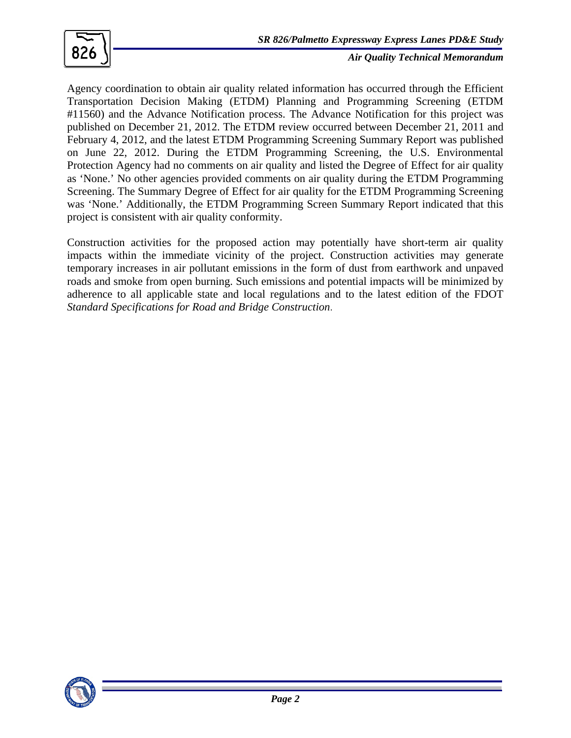Agency coordination to obtain air quality related information has occurred through the Efficient Transportation Decision Making (ETDM) Planning and Programming Screening (ETDM #11560) and the Advance Notification process. The Advance Notification for this project was published on December 21, 2012. The ETDM review occurred between December 21, 2011 and February 4, 2012, and the latest ETDM Programming Screening Summary Report was published on June 22, 2012. During the ETDM Programming Screening, the U.S. Environmental Protection Agency had no comments on air quality and listed the Degree of Effect for air quality as 'None.' No other agencies provided comments on air quality during the ETDM Programming Screening. The Summary Degree of Effect for air quality for the ETDM Programming Screening was 'None.' Additionally, the ETDM Programming Screen Summary Report indicated that this project is consistent with air quality conformity.

Construction activities for the proposed action may potentially have short-term air quality impacts within the immediate vicinity of the project. Construction activities may generate temporary increases in air pollutant emissions in the form of dust from earthwork and unpaved roads and smoke from open burning. Such emissions and potential impacts will be minimized by adherence to all applicable state and local regulations and to the latest edition of the FDOT *Standard Specifications for Road and Bridge Construction*.